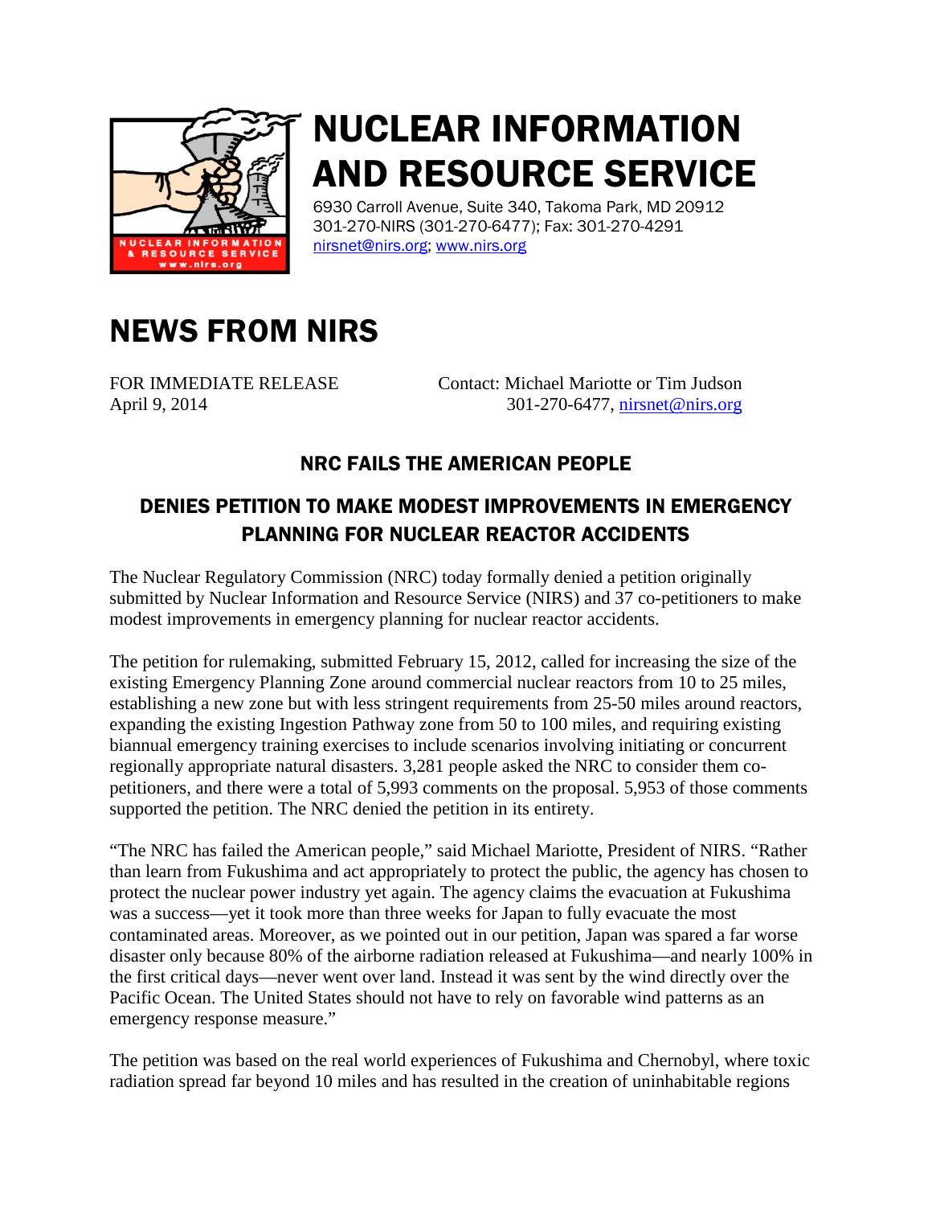# NUCLEAR INFORMATION AND RESOURCE SERVICE

6930 Carroll Avenue, Suite 340, Takoma Park, MD 20912
301-270-NIRS (301-270-6477); Fax: 301-270-4291
nirsnet@nirs.org; www.nirs.org

# NEWS FROM NIRS

FOR IMMEDIATE RELEASE
April 9, 2014

Contact: Michael Mariotte or Tim Judson
301-270-6477, nirsnet@nirs.org

## NRC FAILS THE AMERICAN PEOPLE

## DENIES PETITION TO MAKE MODEST IMPROVEMENTS IN EMERGENCY PLANNING FOR NUCLEAR REACTOR ACCIDENTS

The Nuclear Regulatory Commission (NRC) today formally denied a petition originally submitted by Nuclear Information and Resource Service (NIRS) and 37 co-petitioners to make modest improvements in emergency planning for nuclear reactor accidents.

The petition for rulemaking, submitted February 15, 2012, called for increasing the size of the existing Emergency Planning Zone around commercial nuclear reactors from 10 to 25 miles, establishing a new zone but with less stringent requirements from 25-50 miles around reactors, expanding the existing Ingestion Pathway zone from 50 to 100 miles, and requiring existing biannual emergency training exercises to include scenarios involving initiating or concurrent regionally appropriate natural disasters. 3,281 people asked the NRC to consider them co-petitioners, and there were a total of 5,993 comments on the proposal. 5,953 of those comments supported the petition. The NRC denied the petition in its entirety.

"The NRC has failed the American people," said Michael Mariotte, President of NIRS. "Rather than learn from Fukushima and act appropriately to protect the public, the agency has chosen to protect the nuclear power industry yet again. The agency claims the evacuation at Fukushima was a success—yet it took more than three weeks for Japan to fully evacuate the most contaminated areas. Moreover, as we pointed out in our petition, Japan was spared a far worse disaster only because 80% of the airborne radiation released at Fukushima—and nearly 100% in the first critical days—never went over land. Instead it was sent by the wind directly over the Pacific Ocean. The United States should not have to rely on favorable wind patterns as an emergency response measure."

The petition was based on the real world experiences of Fukushima and Chernobyl, where toxic radiation spread far beyond 10 miles and has resulted in the creation of uninhabitable regions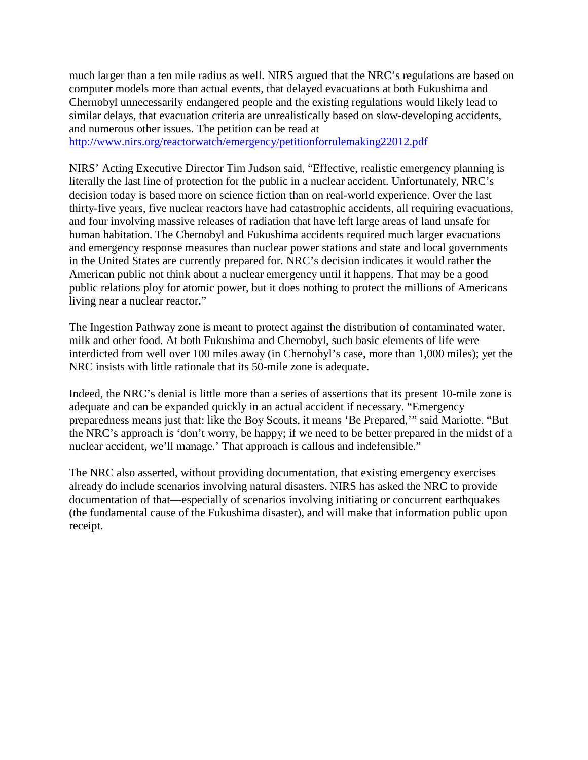much larger than a ten mile radius as well. NIRS argued that the NRC's regulations are based on computer models more than actual events, that delayed evacuations at both Fukushima and Chernobyl unnecessarily endangered people and the existing regulations would likely lead to similar delays, that evacuation criteria are unrealistically based on slow-developing accidents, and numerous other issues. The petition can be read at http://www.nirs.org/reactorwatch/emergency/petitionforrulemaking22012.pdf

NIRS' Acting Executive Director Tim Judson said, "Effective, realistic emergency planning is literally the last line of protection for the public in a nuclear accident. Unfortunately, NRC's decision today is based more on science fiction than on real-world experience. Over the last thirty-five years, five nuclear reactors have had catastrophic accidents, all requiring evacuations, and four involving massive releases of radiation that have left large areas of land unsafe for human habitation. The Chernobyl and Fukushima accidents required much larger evacuations and emergency response measures than nuclear power stations and state and local governments in the United States are currently prepared for. NRC's decision indicates it would rather the American public not think about a nuclear emergency until it happens. That may be a good public relations ploy for atomic power, but it does nothing to protect the millions of Americans living near a nuclear reactor."

The Ingestion Pathway zone is meant to protect against the distribution of contaminated water, milk and other food. At both Fukushima and Chernobyl, such basic elements of life were interdicted from well over 100 miles away (in Chernobyl's case, more than 1,000 miles); yet the NRC insists with little rationale that its 50-mile zone is adequate.

Indeed, the NRC's denial is little more than a series of assertions that its present 10-mile zone is adequate and can be expanded quickly in an actual accident if necessary. "Emergency preparedness means just that: like the Boy Scouts, it means 'Be Prepared,'" said Mariotte. "But the NRC's approach is 'don't worry, be happy; if we need to be better prepared in the midst of a nuclear accident, we'll manage.' That approach is callous and indefensible."

The NRC also asserted, without providing documentation, that existing emergency exercises already do include scenarios involving natural disasters. NIRS has asked the NRC to provide documentation of that—especially of scenarios involving initiating or concurrent earthquakes (the fundamental cause of the Fukushima disaster), and will make that information public upon receipt.